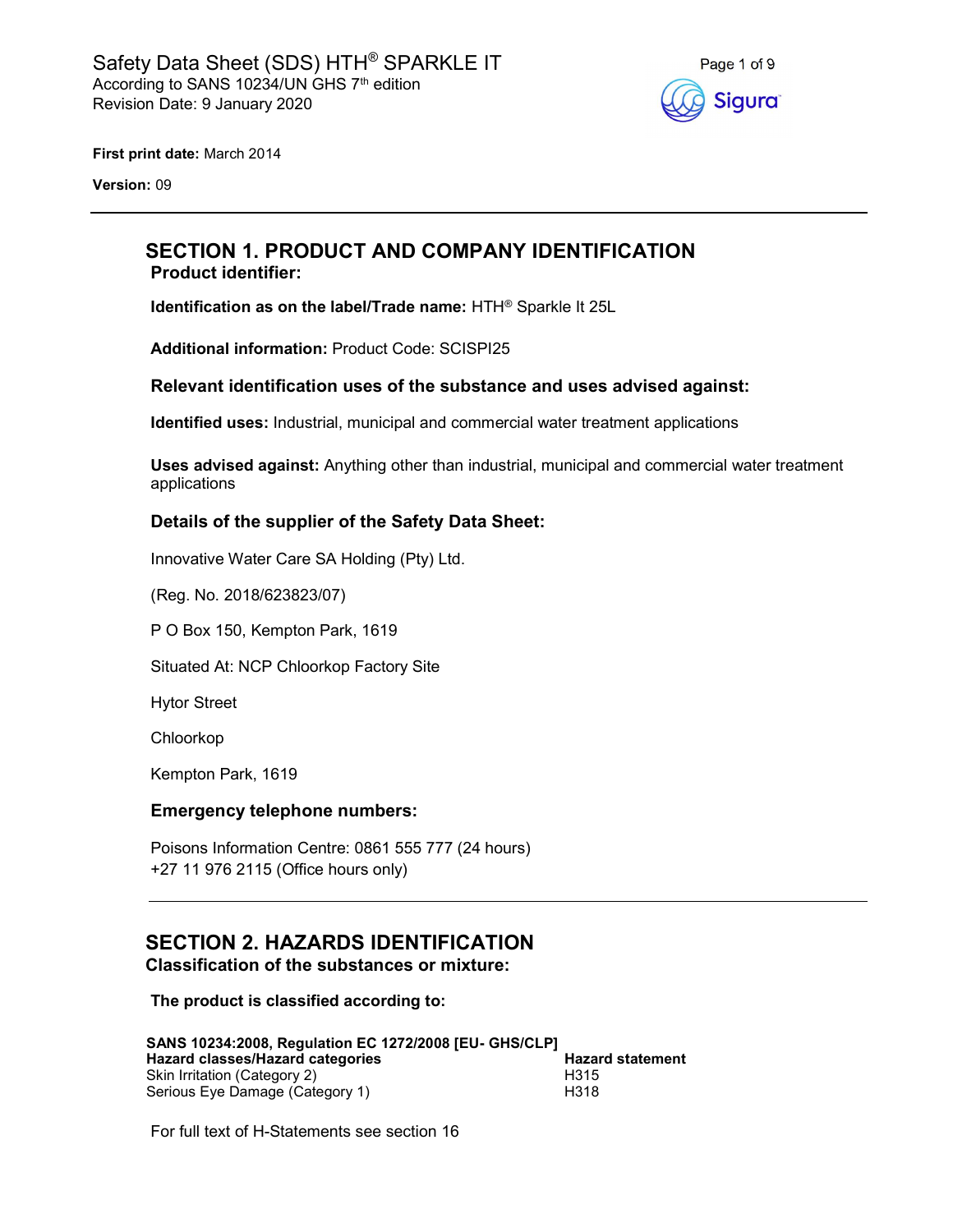Safety Data Sheet (SDS) HTH® SPARKLE IT
According to SANS 10234/UN GHS 7th edition
Revision Date: 9 January 2020

**First print date:** March 2014

**Version:** 09

## SECTION 1. PRODUCT AND COMPANY IDENTIFICATION

### Product identifier:

**Identification as on the label/Trade name:** HTH® Sparkle It 25L

**Additional information:** Product Code: SCISPI25

### Relevant identification uses of the substance and uses advised against:

**Identified uses:** Industrial, municipal and commercial water treatment applications

**Uses advised against:** Anything other than industrial, municipal and commercial water treatment applications

### Details of the supplier of the Safety Data Sheet:

Innovative Water Care SA Holding (Pty) Ltd.

(Reg. No. 2018/623823/07)

P O Box 150, Kempton Park, 1619

Situated At: NCP Chloorkop Factory Site

Hytor Street

Chloorkop

Kempton Park, 1619

### Emergency telephone numbers:

Poisons Information Centre: 0861 555 777 (24 hours)
+27 11 976 2115 (Office hours only)

## SECTION 2. HAZARDS IDENTIFICATION

### Classification of the substances or mixture:

**The product is classified according to:**

**SANS 10234:2008, Regulation EC 1272/2008 [EU- GHS/CLP]**

| Hazard classes/Hazard categories | Hazard statement |
|---|---|
| Skin Irritation (Category 2) | H315 |
| Serious Eye Damage (Category 1) | H318 |

For full text of H-Statements see section 16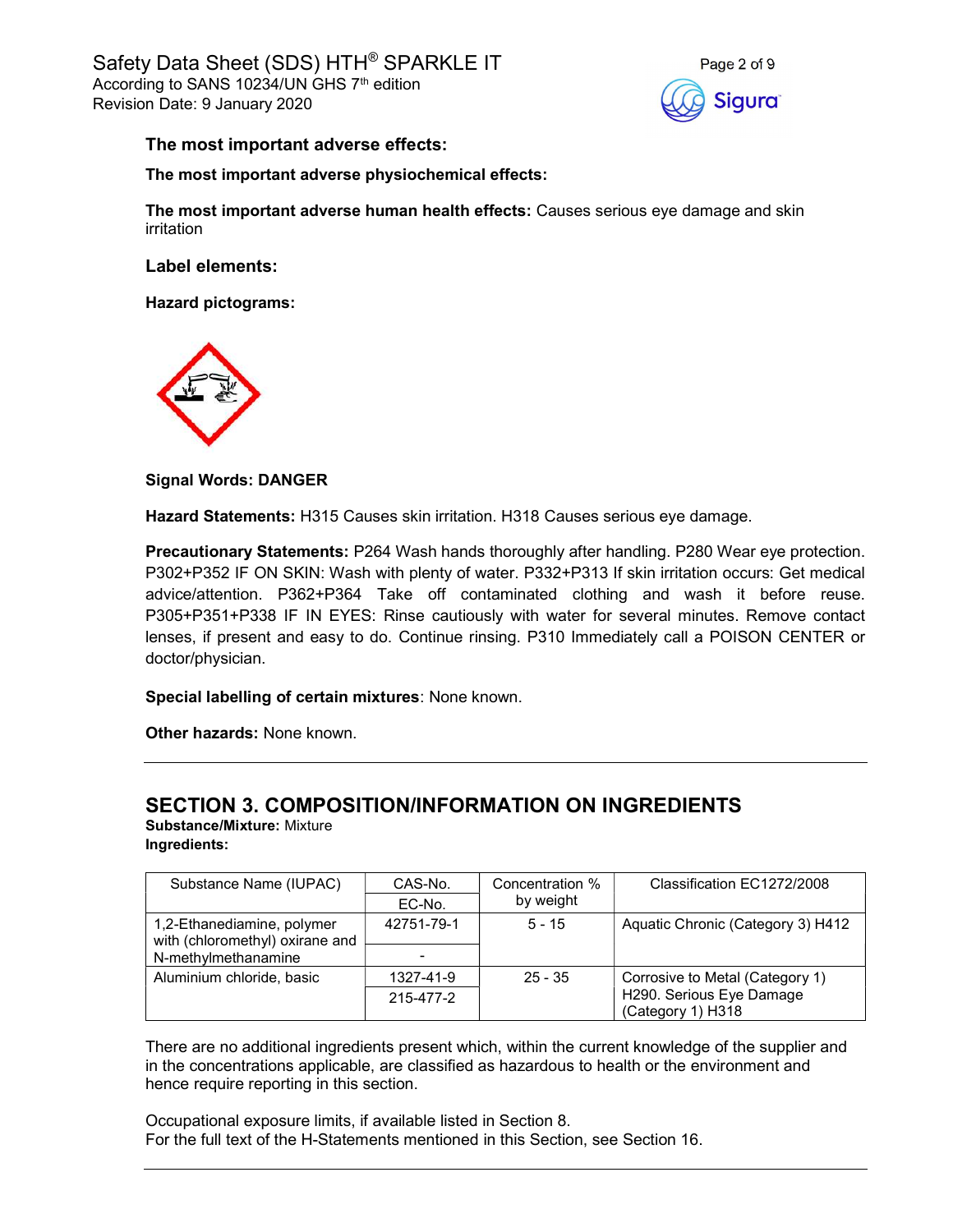**The most important adverse effects:**

**The most important adverse physiochemical effects:**

**The most important adverse human health effects:** Causes serious eye damage and skin irritation

**Label elements:**

**Hazard pictograms:**

**Signal Words: DANGER**

**Hazard Statements:** H315 Causes skin irritation. H318 Causes serious eye damage.

**Precautionary Statements:** P264 Wash hands thoroughly after handling. P280 Wear eye protection. P302+P352 IF ON SKIN: Wash with plenty of water. P332+P313 If skin irritation occurs: Get medical advice/attention. P362+P364 Take off contaminated clothing and wash it before reuse. P305+P351+P338 IF IN EYES: Rinse cautiously with water for several minutes. Remove contact lenses, if present and easy to do. Continue rinsing. P310 Immediately call a POISON CENTER or doctor/physician.

**Special labelling of certain mixtures**: None known.

**Other hazards:** None known.

---

## SECTION 3. COMPOSITION/INFORMATION ON INGREDIENTS

**Substance/Mixture:** Mixture
**Ingredients:**

| Substance Name (IUPAC) | CAS-No. / EC-No. | Concentration % by weight | Classification EC1272/2008 |
|---|---|---|---|
| 1,2-Ethanediamine, polymer with (chloromethyl) oxirane and N-methylmethanamine | 42751-79-1 / - | 5 - 15 | Aquatic Chronic (Category 3) H412 |
| Aluminium chloride, basic | 1327-41-9 / 215-477-2 | 25 - 35 | Corrosive to Metal (Category 1) H290. Serious Eye Damage (Category 1) H318 |

There are no additional ingredients present which, within the current knowledge of the supplier and in the concentrations applicable, are classified as hazardous to health or the environment and hence require reporting in this section.

Occupational exposure limits, if available listed in Section 8.
For the full text of the H-Statements mentioned in this Section, see Section 16.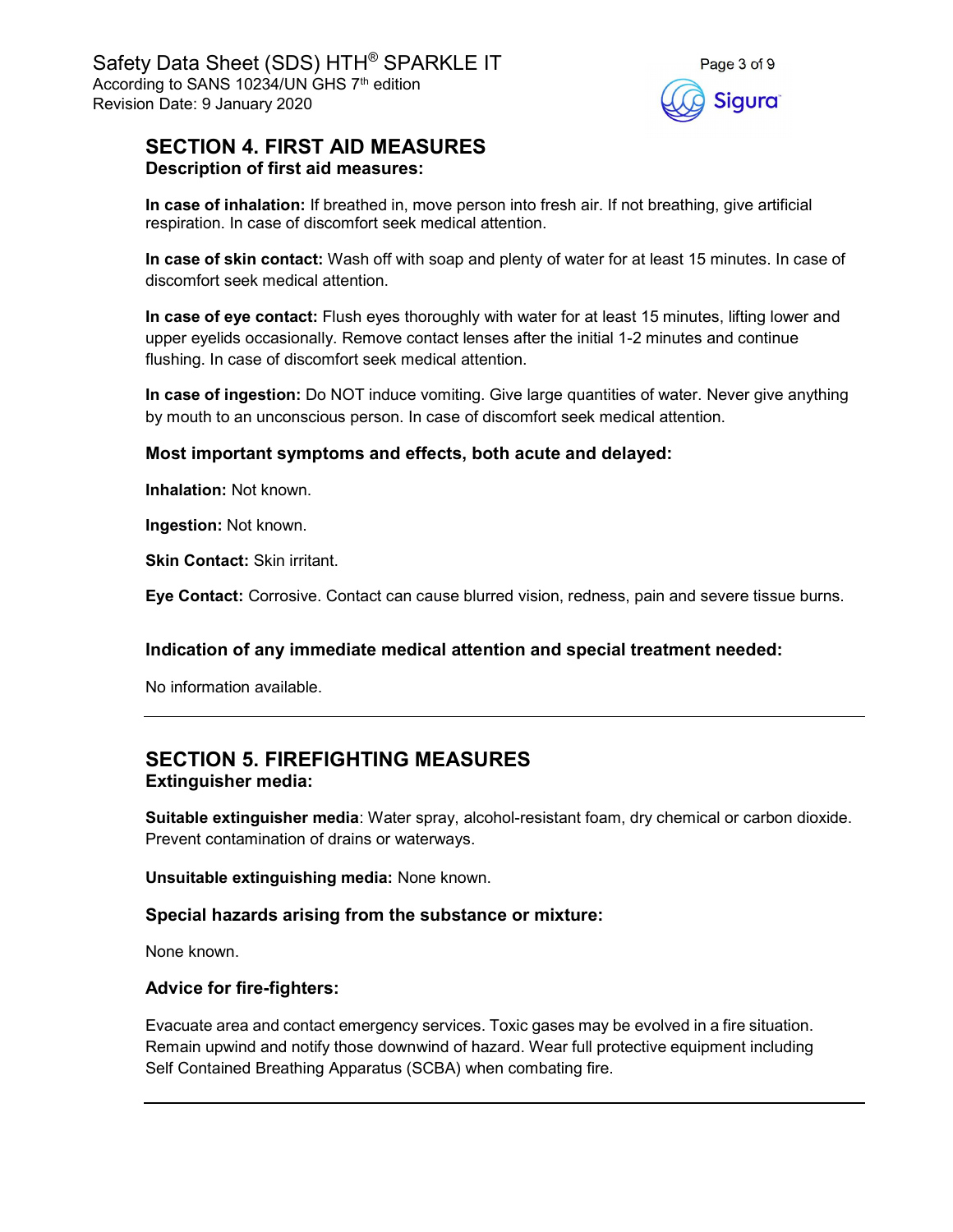## SECTION 4. FIRST AID MEASURES

### Description of first aid measures:

**In case of inhalation:** If breathed in, move person into fresh air. If not breathing, give artificial respiration. In case of discomfort seek medical attention.

**In case of skin contact:** Wash off with soap and plenty of water for at least 15 minutes. In case of discomfort seek medical attention.

**In case of eye contact:** Flush eyes thoroughly with water for at least 15 minutes, lifting lower and upper eyelids occasionally. Remove contact lenses after the initial 1-2 minutes and continue flushing. In case of discomfort seek medical attention.

**In case of ingestion:** Do NOT induce vomiting. Give large quantities of water. Never give anything by mouth to an unconscious person. In case of discomfort seek medical attention.

### Most important symptoms and effects, both acute and delayed:

**Inhalation:** Not known.

**Ingestion:** Not known.

**Skin Contact:** Skin irritant.

**Eye Contact:** Corrosive. Contact can cause blurred vision, redness, pain and severe tissue burns.

### Indication of any immediate medical attention and special treatment needed:

No information available.

---

## SECTION 5. FIREFIGHTING MEASURES

### Extinguisher media:

**Suitable extinguisher media**: Water spray, alcohol-resistant foam, dry chemical or carbon dioxide. Prevent contamination of drains or waterways.

**Unsuitable extinguishing media:** None known.

### Special hazards arising from the substance or mixture:

None known.

### Advice for fire-fighters:

Evacuate area and contact emergency services. Toxic gases may be evolved in a fire situation. Remain upwind and notify those downwind of hazard. Wear full protective equipment including Self Contained Breathing Apparatus (SCBA) when combating fire.

---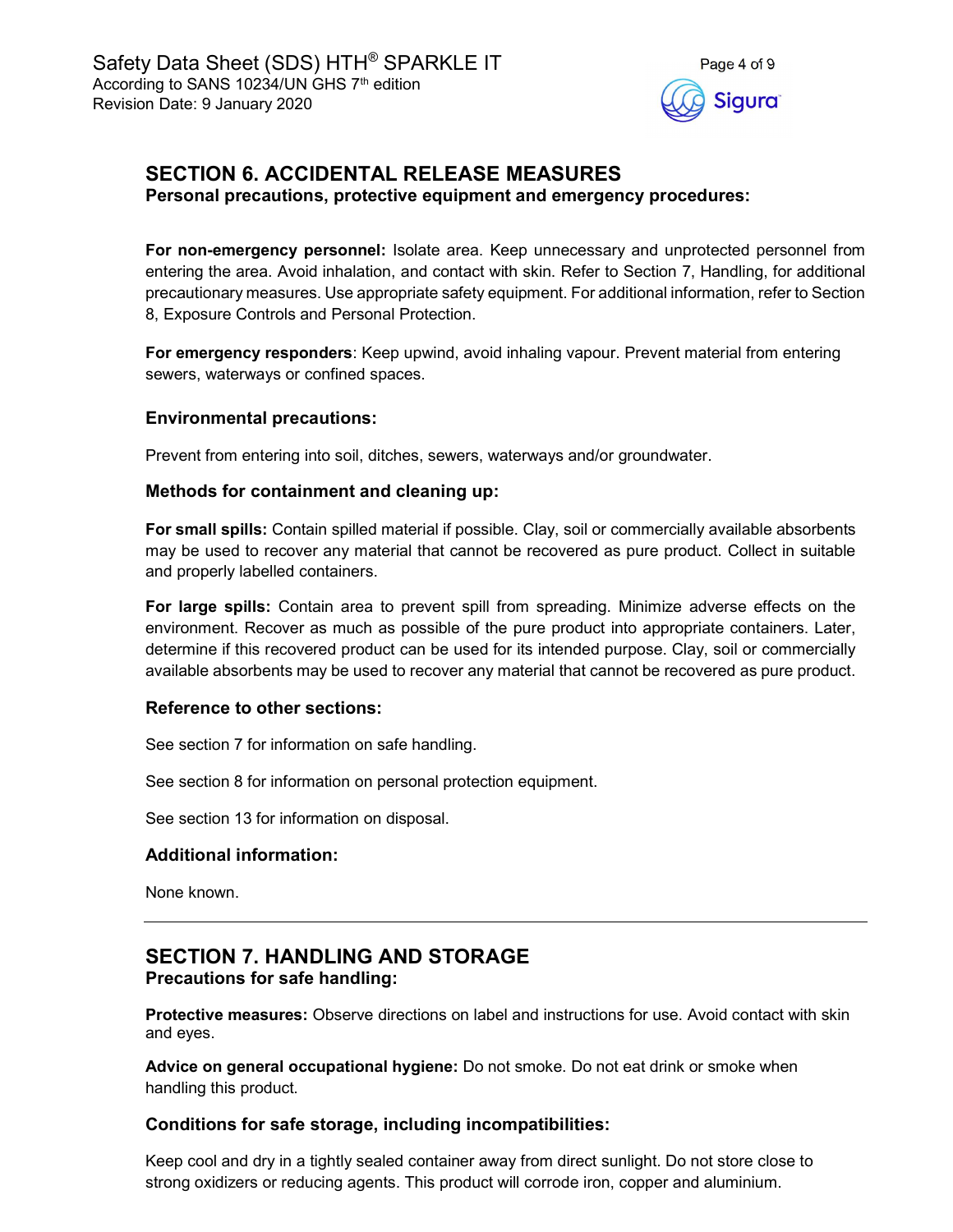## SECTION 6. ACCIDENTAL RELEASE MEASURES

**Personal precautions, protective equipment and emergency procedures:**

**For non-emergency personnel:** Isolate area. Keep unnecessary and unprotected personnel from entering the area. Avoid inhalation, and contact with skin. Refer to Section 7, Handling, for additional precautionary measures. Use appropriate safety equipment. For additional information, refer to Section 8, Exposure Controls and Personal Protection.

**For emergency responders**: Keep upwind, avoid inhaling vapour. Prevent material from entering sewers, waterways or confined spaces.

### Environmental precautions:

Prevent from entering into soil, ditches, sewers, waterways and/or groundwater.

### Methods for containment and cleaning up:

**For small spills:** Contain spilled material if possible. Clay, soil or commercially available absorbents may be used to recover any material that cannot be recovered as pure product. Collect in suitable and properly labelled containers.

**For large spills:** Contain area to prevent spill from spreading. Minimize adverse effects on the environment. Recover as much as possible of the pure product into appropriate containers. Later, determine if this recovered product can be used for its intended purpose. Clay, soil or commercially available absorbents may be used to recover any material that cannot be recovered as pure product.

### Reference to other sections:

See section 7 for information on safe handling.

See section 8 for information on personal protection equipment.

See section 13 for information on disposal.

### Additional information:

None known.

---

## SECTION 7. HANDLING AND STORAGE

**Precautions for safe handling:**

**Protective measures:** Observe directions on label and instructions for use. Avoid contact with skin and eyes.

**Advice on general occupational hygiene:** Do not smoke. Do not eat drink or smoke when handling this product.

### Conditions for safe storage, including incompatibilities:

Keep cool and dry in a tightly sealed container away from direct sunlight. Do not store close to strong oxidizers or reducing agents. This product will corrode iron, copper and aluminium.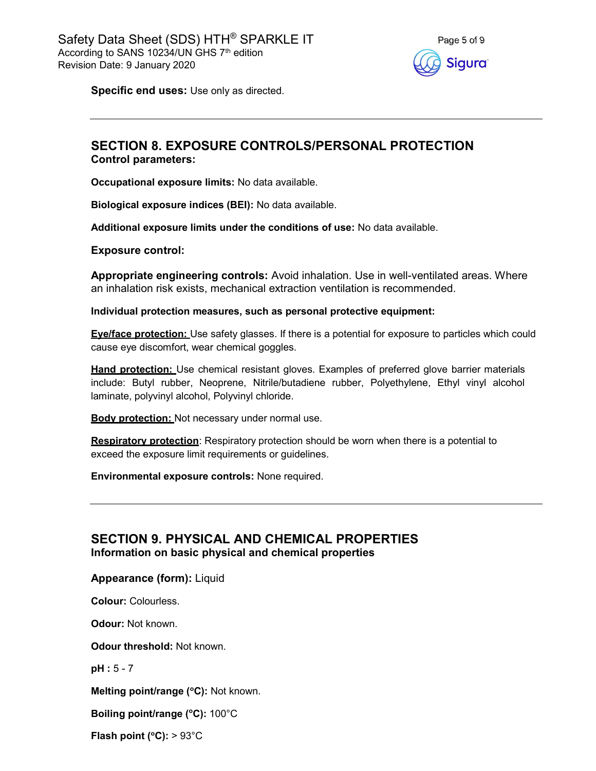**Specific end uses:** Use only as directed.

---

## SECTION 8. EXPOSURE CONTROLS/PERSONAL PROTECTION

**Control parameters:**

**Occupational exposure limits:** No data available.

**Biological exposure indices (BEI):** No data available.

**Additional exposure limits under the conditions of use:** No data available.

**Exposure control:**

**Appropriate engineering controls:** Avoid inhalation. Use in well-ventilated areas. Where an inhalation risk exists, mechanical extraction ventilation is recommended.

**Individual protection measures, such as personal protective equipment:**

**Eye/face protection:** Use safety glasses. If there is a potential for exposure to particles which could cause eye discomfort, wear chemical goggles.

**Hand protection:** Use chemical resistant gloves. Examples of preferred glove barrier materials include: Butyl rubber, Neoprene, Nitrile/butadiene rubber, Polyethylene, Ethyl vinyl alcohol laminate, polyvinyl alcohol, Polyvinyl chloride.

**Body protection:** Not necessary under normal use.

**Respiratory protection**: Respiratory protection should be worn when there is a potential to exceed the exposure limit requirements or guidelines.

**Environmental exposure controls:** None required.

---

## SECTION 9. PHYSICAL AND CHEMICAL PROPERTIES

**Information on basic physical and chemical properties**

**Appearance (form):** Liquid

**Colour:** Colourless.

**Odour:** Not known.

**Odour threshold:** Not known.

**pH :** 5 - 7

**Melting point/range (°C):** Not known.

**Boiling point/range (°C):** 100°C

**Flash point (°C):** > 93°C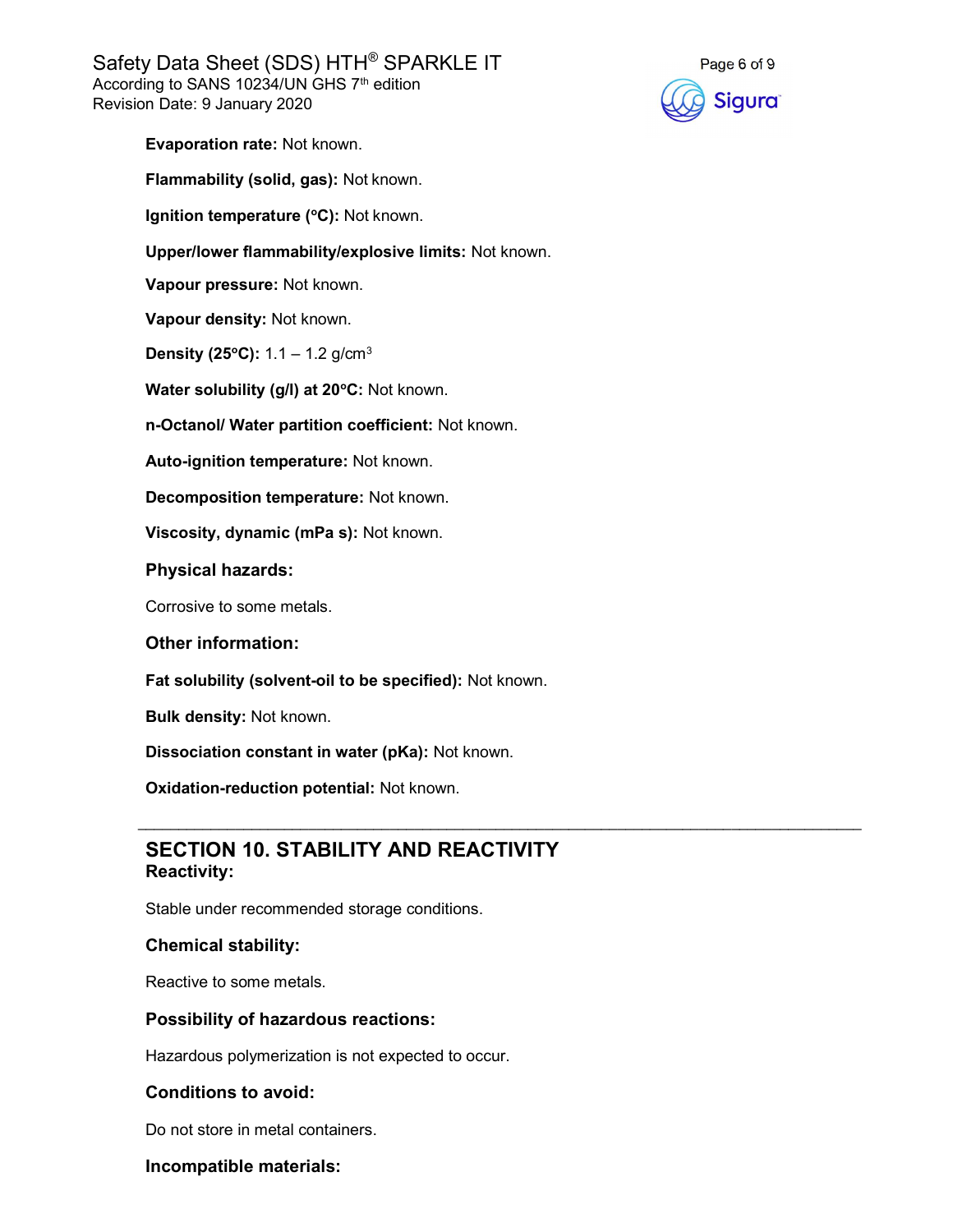**Evaporation rate:** Not known.

**Flammability (solid, gas):** Not known.

**Ignition temperature (°C):** Not known.

**Upper/lower flammability/explosive limits:** Not known.

**Vapour pressure:** Not known.

**Vapour density:** Not known.

**Density (25°C):** 1.1 – 1.2 g/cm$^3$

**Water solubility (g/l) at 20°C:** Not known.

**n-Octanol/ Water partition coefficient:** Not known.

**Auto-ignition temperature:** Not known.

**Decomposition temperature:** Not known.

**Viscosity, dynamic (mPa s):** Not known.

### Physical hazards:

Corrosive to some metals.

### Other information:

**Fat solubility (solvent-oil to be specified):** Not known.

**Bulk density:** Not known.

**Dissociation constant in water (pKa):** Not known.

**Oxidation-reduction potential:** Not known.

---

## SECTION 10. STABILITY AND REACTIVITY

### Reactivity:

Stable under recommended storage conditions.

### Chemical stability:

Reactive to some metals.

### Possibility of hazardous reactions:

Hazardous polymerization is not expected to occur.

### Conditions to avoid:

Do not store in metal containers.

### Incompatible materials: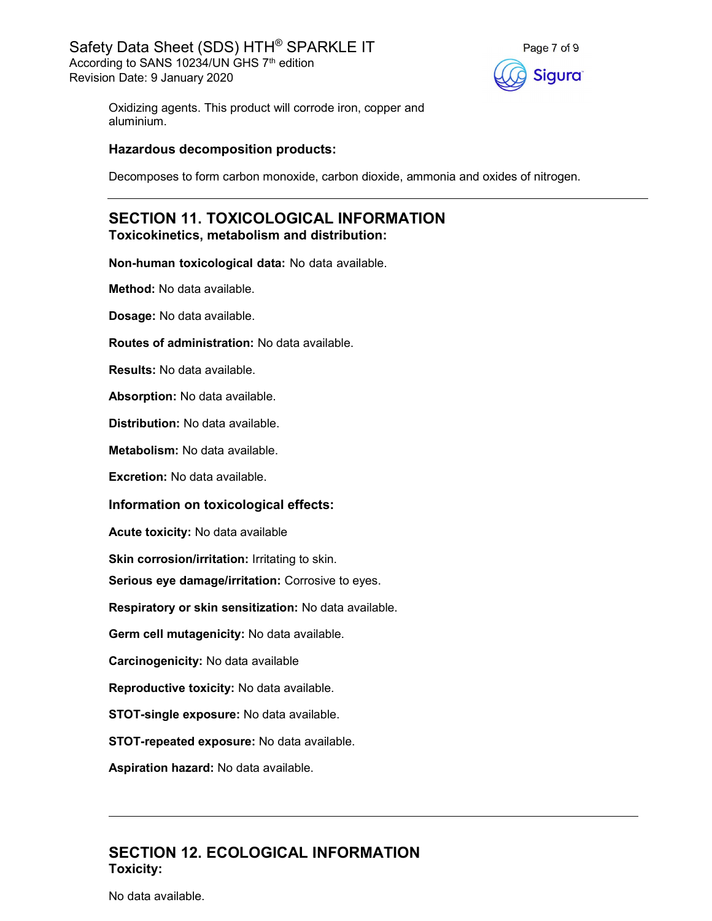Oxidizing agents. This product will corrode iron, copper and aluminium.

### Hazardous decomposition products:

Decomposes to form carbon monoxide, carbon dioxide, ammonia and oxides of nitrogen.

## SECTION 11. TOXICOLOGICAL INFORMATION

### Toxicokinetics, metabolism and distribution:

**Non-human toxicological data:** No data available.

**Method:** No data available.

**Dosage:** No data available.

**Routes of administration:** No data available.

**Results:** No data available.

**Absorption:** No data available.

**Distribution:** No data available.

**Metabolism:** No data available.

**Excretion:** No data available.

### Information on toxicological effects:

**Acute toxicity:** No data available

**Skin corrosion/irritation:** Irritating to skin.

**Serious eye damage/irritation:** Corrosive to eyes.

**Respiratory or skin sensitization:** No data available.

**Germ cell mutagenicity:** No data available.

**Carcinogenicity:** No data available

**Reproductive toxicity:** No data available.

**STOT-single exposure:** No data available.

**STOT-repeated exposure:** No data available.

**Aspiration hazard:** No data available.

## SECTION 12. ECOLOGICAL INFORMATION

### Toxicity:

No data available.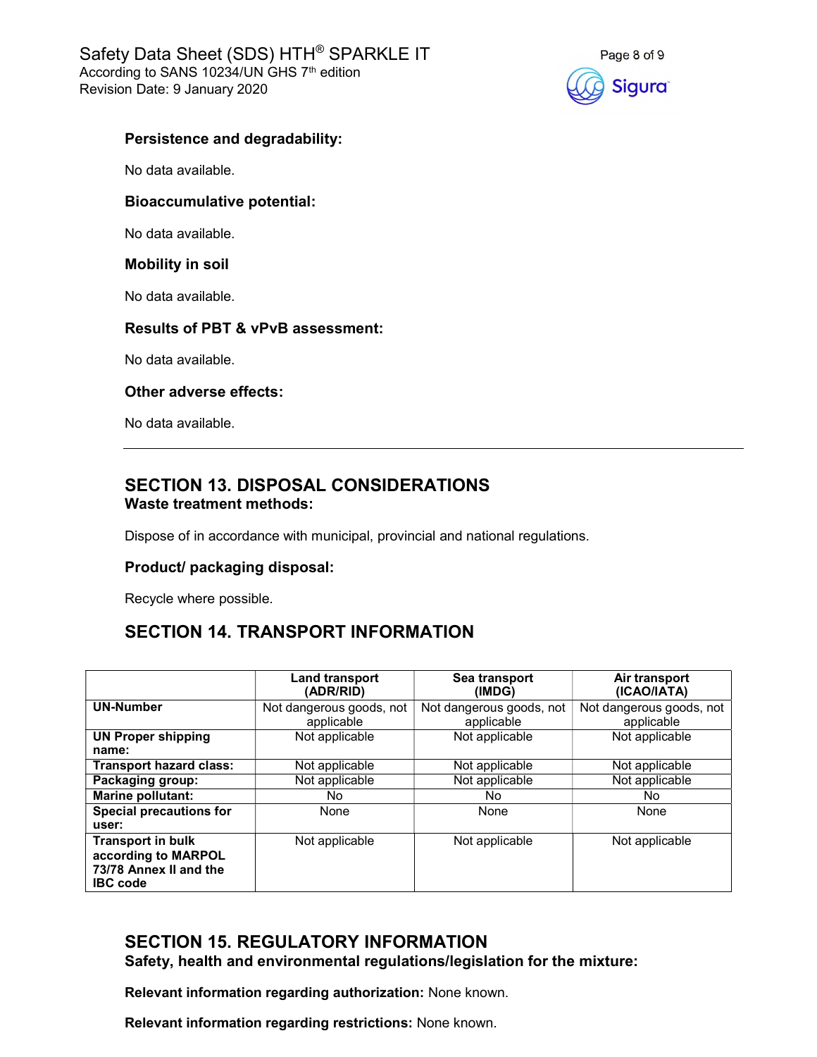**Persistence and degradability:**

No data available.

**Bioaccumulative potential:**

No data available.

**Mobility in soil**

No data available.

**Results of PBT & vPvB assessment:**

No data available.

**Other adverse effects:**

No data available.

---

## SECTION 13. DISPOSAL CONSIDERATIONS

**Waste treatment methods:**

Dispose of in accordance with municipal, provincial and national regulations.

**Product/ packaging disposal:**

Recycle where possible.

## SECTION 14. TRANSPORT INFORMATION

| | Land transport (ADR/RID) | Sea transport (IMDG) | Air transport (ICAO/IATA) |
|---|---|---|---|
| **UN-Number** | Not dangerous goods, not applicable | Not dangerous goods, not applicable | Not dangerous goods, not applicable |
| **UN Proper shipping name:** | Not applicable | Not applicable | Not applicable |
| **Transport hazard class:** | Not applicable | Not applicable | Not applicable |
| **Packaging group:** | Not applicable | Not applicable | Not applicable |
| **Marine pollutant:** | No | No | No |
| **Special precautions for user:** | None | None | None |
| **Transport in bulk according to MARPOL 73/78 Annex II and the IBC code** | Not applicable | Not applicable | Not applicable |

## SECTION 15. REGULATORY INFORMATION

**Safety, health and environmental regulations/legislation for the mixture:**

**Relevant information regarding authorization:** None known.

**Relevant information regarding restrictions:** None known.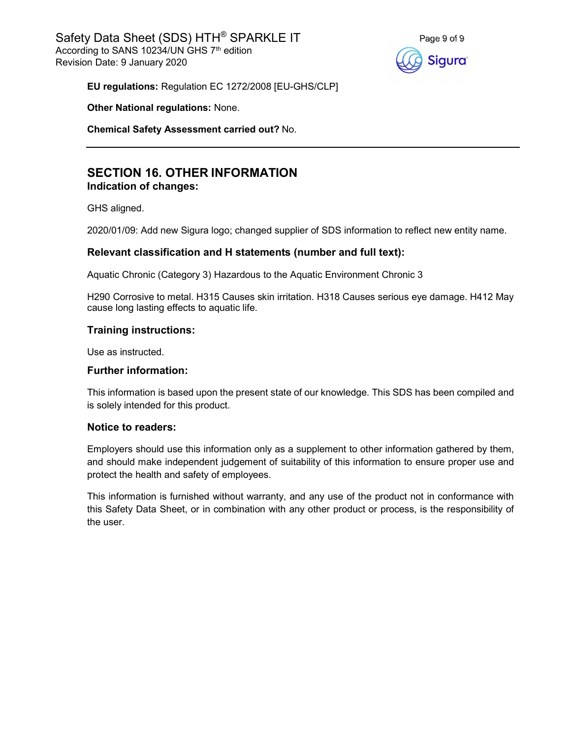**EU regulations:** Regulation EC 1272/2008 [EU-GHS/CLP]

**Other National regulations:** None.

**Chemical Safety Assessment carried out?** No.

---

## SECTION 16. OTHER INFORMATION

### Indication of changes:

GHS aligned.

2020/01/09: Add new Sigura logo; changed supplier of SDS information to reflect new entity name.

### Relevant classification and H statements (number and full text):

Aquatic Chronic (Category 3) Hazardous to the Aquatic Environment Chronic 3

H290 Corrosive to metal. H315 Causes skin irritation. H318 Causes serious eye damage. H412 May cause long lasting effects to aquatic life.

### Training instructions:

Use as instructed.

### Further information:

This information is based upon the present state of our knowledge. This SDS has been compiled and is solely intended for this product.

### Notice to readers:

Employers should use this information only as a supplement to other information gathered by them, and should make independent judgement of suitability of this information to ensure proper use and protect the health and safety of employees.

This information is furnished without warranty, and any use of the product not in conformance with this Safety Data Sheet, or in combination with any other product or process, is the responsibility of the user.